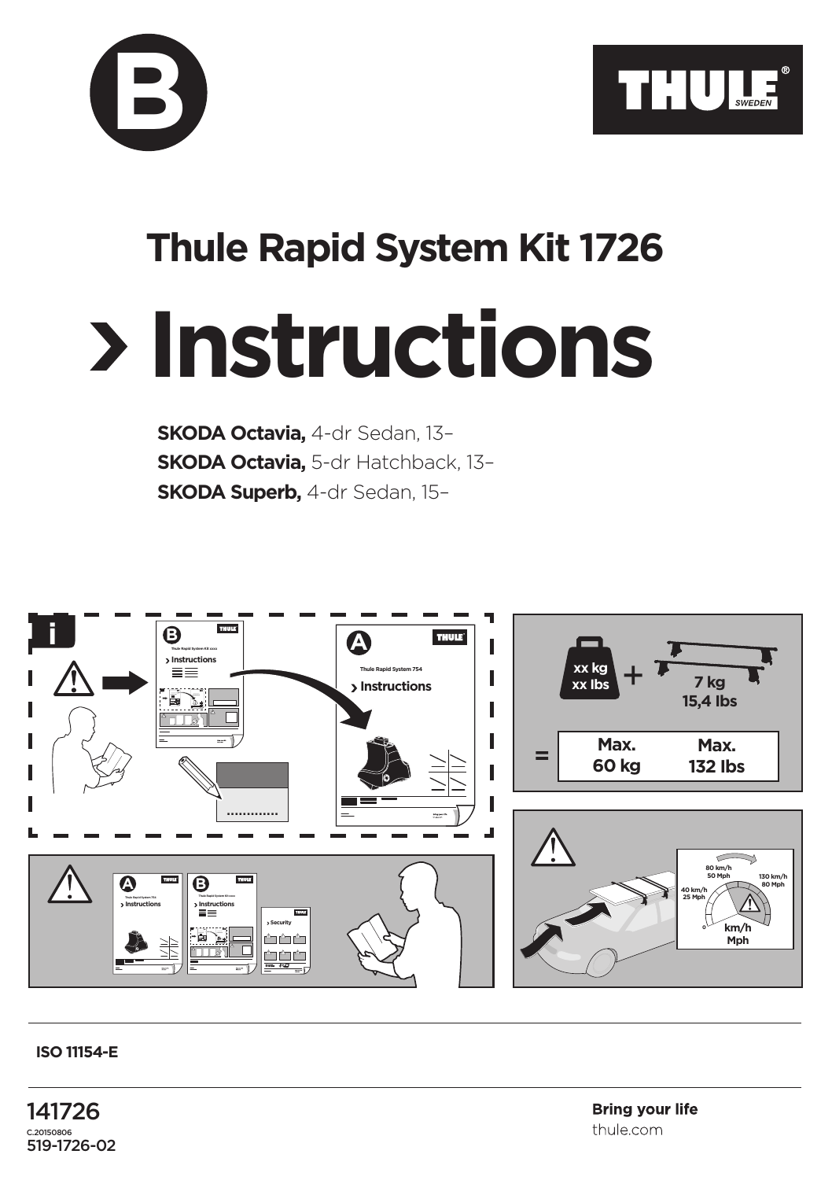B

THULE SWEDEN

# Thule Rapid System Kit 1726

# › Instructions

**SKODA Octavia,** 4-dr Sedan, 13–
**SKODA Octavia,** 5-dr Hatchback, 13–
**SKODA Superb,** 4-dr Sedan, 15–

i

Thule Rapid System Kit xxxx › Instructions

Thule Rapid System 754 › Instructions

xx kg xx lbs + 7 kg 15,4 lbs

= Max. 60 kg Max. 132 lbs

› Security

40 km/h 25 Mph
80 km/h 50 Mph
130 km/h 80 Mph
km/h Mph

**ISO 11154-E**

141726
C.20150806
519-1726-02

**Bring your life**
thule.com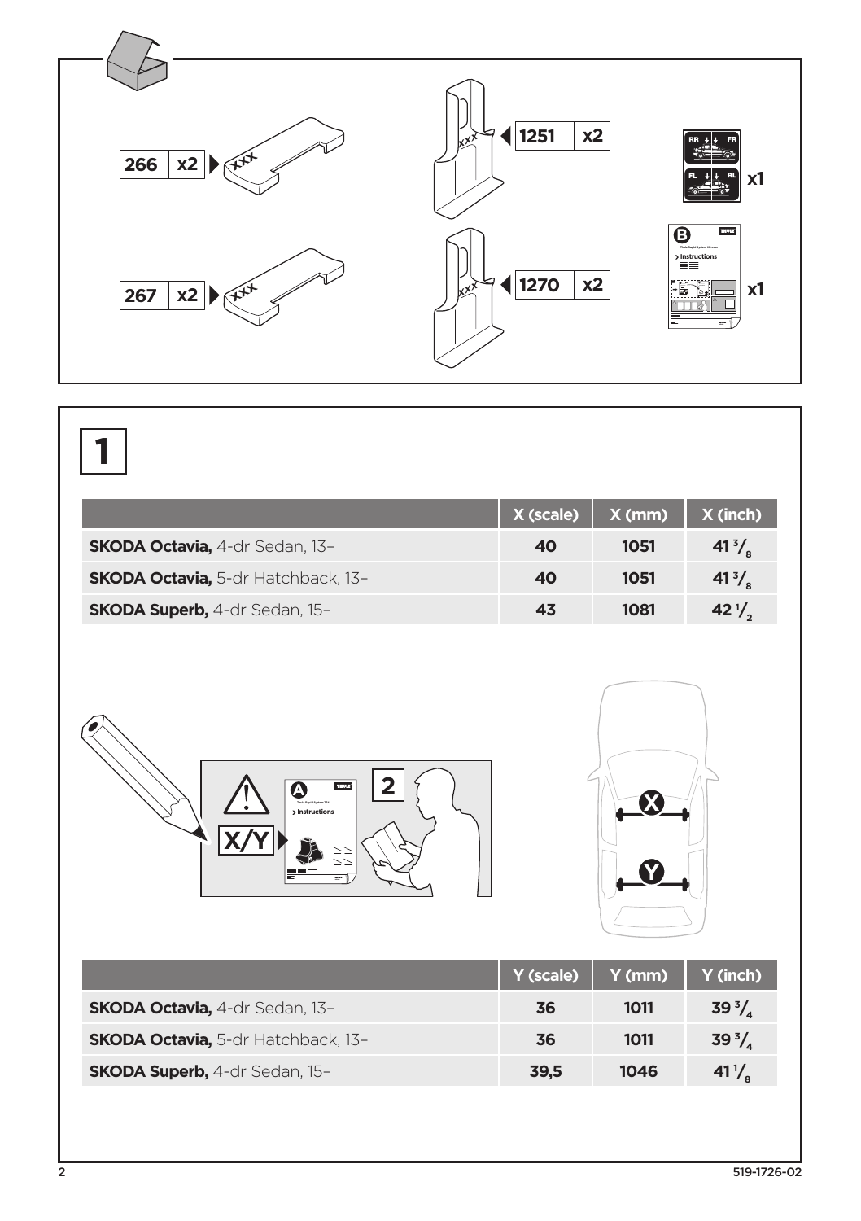| 266 | x2 |
|---|---|

| 1251 | x2 |
|---|---|

| 267 | x2 |
|---|---|

| 1270 | x2 |
|---|---|

x1

x1

# 1

| | X (scale) | X (mm) | X (inch) |
|---|---|---|---|
| **SKODA Octavia,** 4-dr Sedan, 13– | 40 | 1051 | $41\,^{3}/_{8}$ |
| **SKODA Octavia,** 5-dr Hatchback, 13– | 40 | 1051 | $41\,^{3}/_{8}$ |
| **SKODA Superb,** 4-dr Sedan, 15– | 43 | 1081 | $42\,^{1}/_{2}$ |

X/Y

2

| | Y (scale) | Y (mm) | Y (inch) |
|---|---|---|---|
| **SKODA Octavia,** 4-dr Sedan, 13– | 36 | 1011 | $39\,^{3}/_{4}$ |
| **SKODA Octavia,** 5-dr Hatchback, 13– | 36 | 1011 | $39\,^{3}/_{4}$ |
| **SKODA Superb,** 4-dr Sedan, 15– | 39,5 | 1046 | $41\,^{1}/_{8}$ |

519-1726-02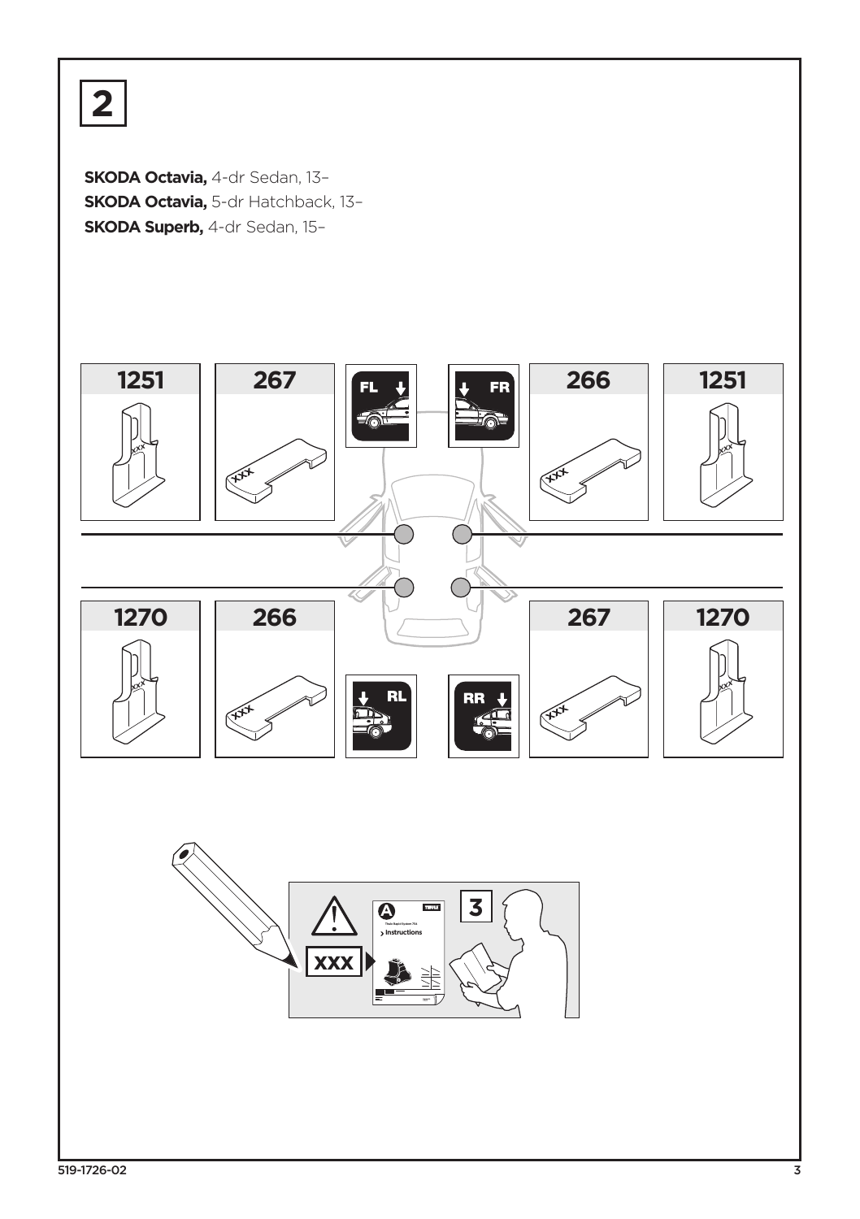# 2

**SKODA Octavia,** 4-dr Sedan, 13–
**SKODA Octavia,** 5-dr Hatchback, 13–
**SKODA Superb,** 4-dr Sedan, 15–

| FL | | | FR | | |
|---|---|---|---|---|---|
| 1251 | 267 | | | 266 | 1251 |

| RL | | | RR | | |
|---|---|---|---|---|---|
| 1270 | 266 | | | 267 | 1270 |

XXX

3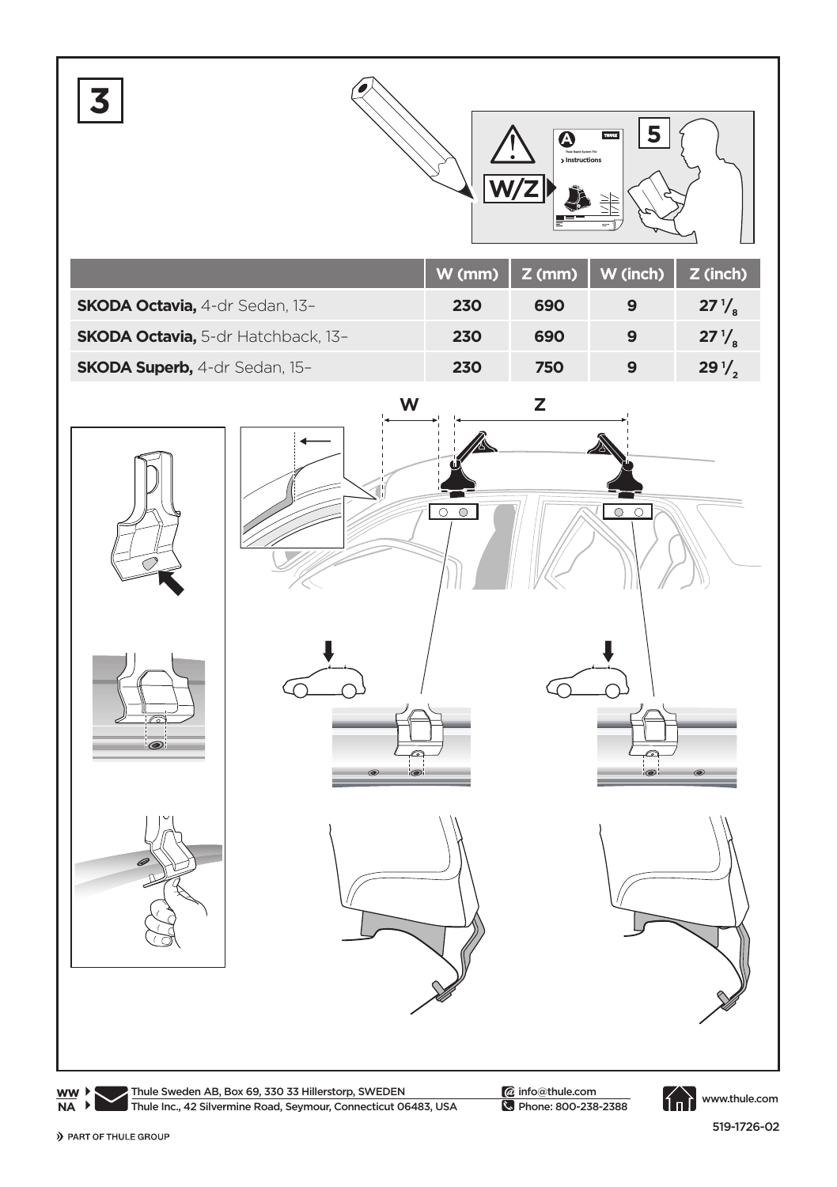# 3

W/Z

5

| | W (mm) | Z (mm) | W (inch) | Z (inch) |
|---|---|---|---|---|
| **SKODA Octavia,** 4-dr Sedan, 13– | 230 | 690 | 9 | 27 1/8 |
| **SKODA Octavia,** 5-dr Hatchback, 13– | 230 | 690 | 9 | 27 1/8 |
| **SKODA Superb,** 4-dr Sedan, 15– | 230 | 750 | 9 | 29 1/2 |

W

Z

WW Thule Sweden AB, Box 69, 330 33 Hillerstorp, SWEDEN
NA Thule Inc., 42 Silvermine Road, Seymour, Connecticut 06483, USA

info@thule.com
Phone: 800-238-2388

www.thule.com

519-1726-02

PART OF THULE GROUP